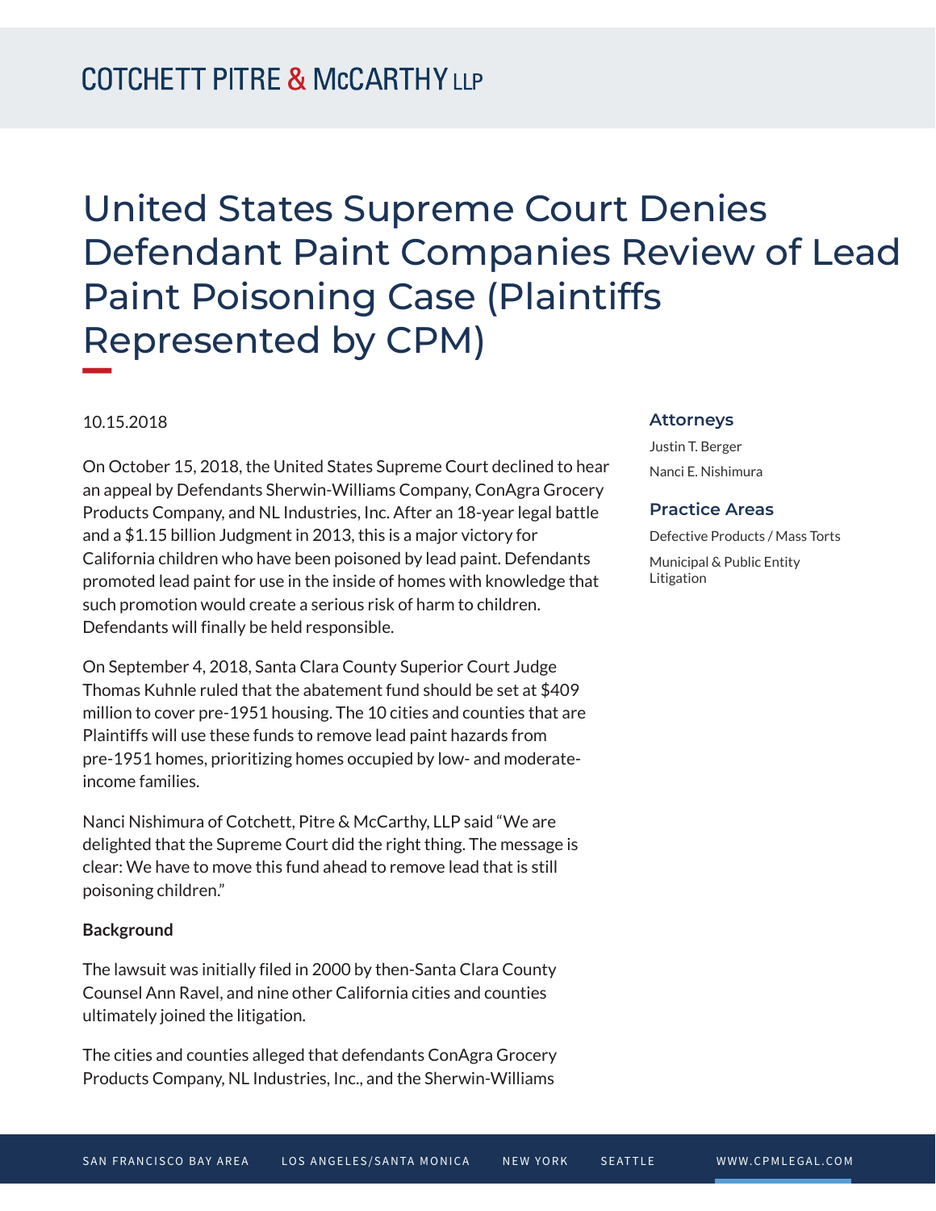# United States Supreme Court Denies Defendant Paint Companies Review of Lead Paint Poisoning Case (Plaintiffs Represented by CPM)

10.15.2018

On October 15, 2018, the United States Supreme Court declined to hear an appeal by Defendants Sherwin-Williams Company, ConAgra Grocery Products Company, and NL Industries, Inc. After an 18-year legal battle and a $1.15 billion Judgment in 2013, this is a major victory for California children who have been poisoned by lead paint. Defendants promoted lead paint for use in the inside of homes with knowledge that such promotion would create a serious risk of harm to children. Defendants will finally be held responsible.

On September 4, 2018, Santa Clara County Superior Court Judge Thomas Kuhnle ruled that the abatement fund should be set at $409 million to cover pre-1951 housing. The 10 cities and counties that are Plaintiffs will use these funds to remove lead paint hazards from pre-1951 homes, prioritizing homes occupied by low- and moderate-income families.

Nanci Nishimura of Cotchett, Pitre & McCarthy, LLP said "We are delighted that the Supreme Court did the right thing. The message is clear: We have to move this fund ahead to remove lead that is still poisoning children."

**Background**

The lawsuit was initially filed in 2000 by then-Santa Clara County Counsel Ann Ravel, and nine other California cities and counties ultimately joined the litigation.

The cities and counties alleged that defendants ConAgra Grocery Products Company, NL Industries, Inc., and the Sherwin-Williams

### Attorneys

Justin T. Berger

Nanci E. Nishimura

### Practice Areas

Defective Products / Mass Torts

Municipal & Public Entity Litigation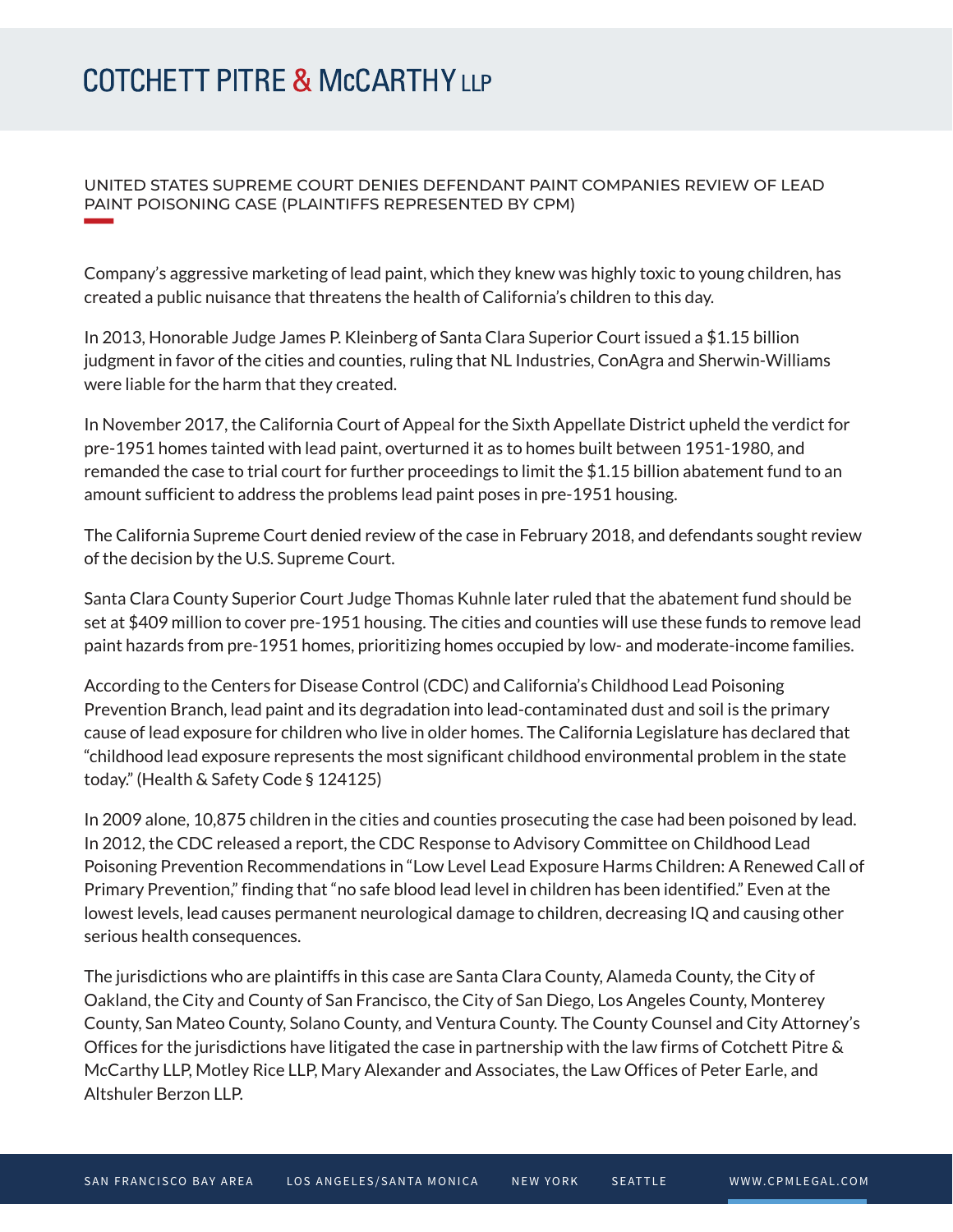UNITED STATES SUPREME COURT DENIES DEFENDANT PAINT COMPANIES REVIEW OF LEAD PAINT POISONING CASE (PLAINTIFFS REPRESENTED BY CPM)

Company's aggressive marketing of lead paint, which they knew was highly toxic to young children, has created a public nuisance that threatens the health of California's children to this day.

In 2013, Honorable Judge James P. Kleinberg of Santa Clara Superior Court issued a $1.15 billion judgment in favor of the cities and counties, ruling that NL Industries, ConAgra and Sherwin-Williams were liable for the harm that they created.

In November 2017, the California Court of Appeal for the Sixth Appellate District upheld the verdict for pre-1951 homes tainted with lead paint, overturned it as to homes built between 1951-1980, and remanded the case to trial court for further proceedings to limit the $1.15 billion abatement fund to an amount sufficient to address the problems lead paint poses in pre-1951 housing.

The California Supreme Court denied review of the case in February 2018, and defendants sought review of the decision by the U.S. Supreme Court.

Santa Clara County Superior Court Judge Thomas Kuhnle later ruled that the abatement fund should be set at $409 million to cover pre-1951 housing. The cities and counties will use these funds to remove lead paint hazards from pre-1951 homes, prioritizing homes occupied by low- and moderate-income families.

According to the Centers for Disease Control (CDC) and California's Childhood Lead Poisoning Prevention Branch, lead paint and its degradation into lead-contaminated dust and soil is the primary cause of lead exposure for children who live in older homes. The California Legislature has declared that "childhood lead exposure represents the most significant childhood environmental problem in the state today." (Health & Safety Code § 124125)

In 2009 alone, 10,875 children in the cities and counties prosecuting the case had been poisoned by lead. In 2012, the CDC released a report, the CDC Response to Advisory Committee on Childhood Lead Poisoning Prevention Recommendations in "Low Level Lead Exposure Harms Children: A Renewed Call of Primary Prevention," finding that "no safe blood lead level in children has been identified." Even at the lowest levels, lead causes permanent neurological damage to children, decreasing IQ and causing other serious health consequences.

The jurisdictions who are plaintiffs in this case are Santa Clara County, Alameda County, the City of Oakland, the City and County of San Francisco, the City of San Diego, Los Angeles County, Monterey County, San Mateo County, Solano County, and Ventura County. The County Counsel and City Attorney's Offices for the jurisdictions have litigated the case in partnership with the law firms of Cotchett Pitre & McCarthy LLP, Motley Rice LLP, Mary Alexander and Associates, the Law Offices of Peter Earle, and Altshuler Berzon LLP.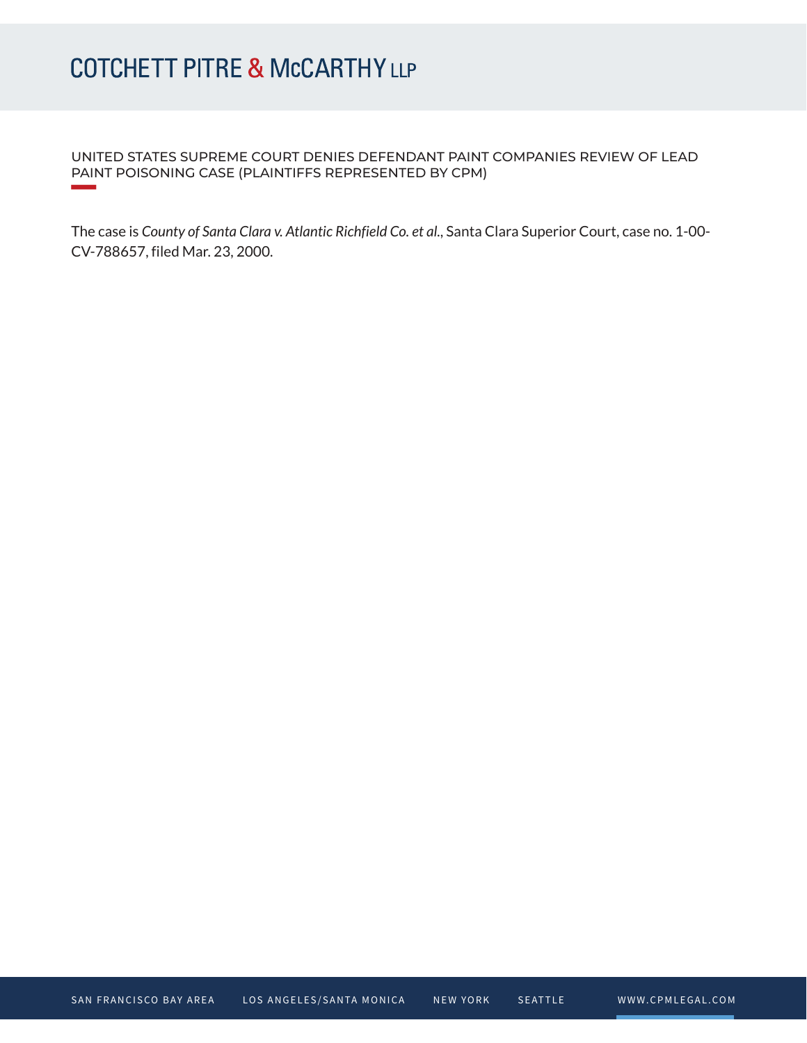UNITED STATES SUPREME COURT DENIES DEFENDANT PAINT COMPANIES REVIEW OF LEAD PAINT POISONING CASE (PLAINTIFFS REPRESENTED BY CPM)

The case is *County of Santa Clara v. Atlantic Richfield Co. et al.*, Santa Clara Superior Court, case no. 1-00-CV-788657, filed Mar. 23, 2000.